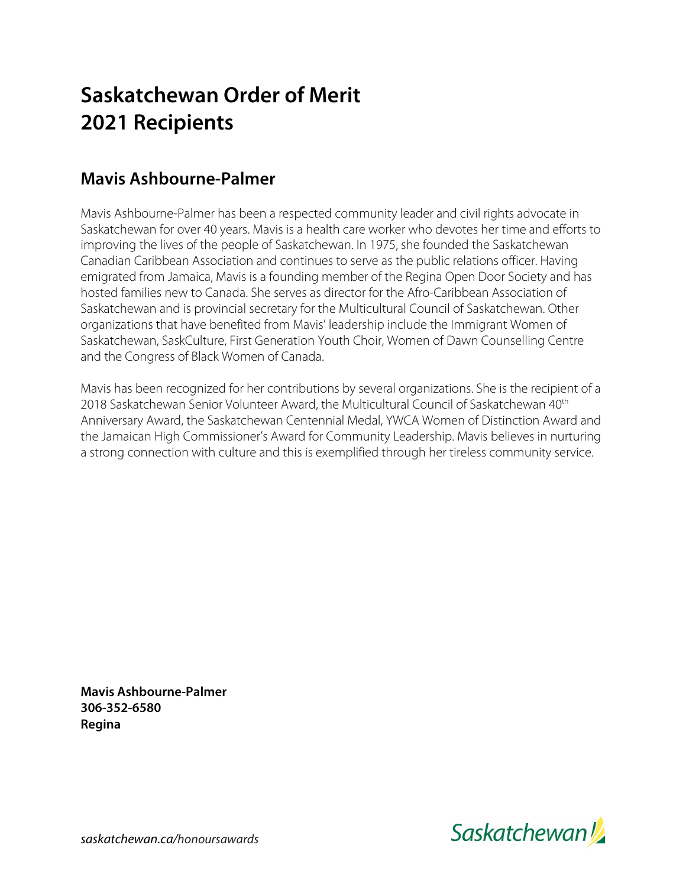# Saskatchewan Order of Merit
# 2021 Recipients

## Mavis Ashbourne-Palmer

Mavis Ashbourne-Palmer has been a respected community leader and civil rights advocate in Saskatchewan for over 40 years. Mavis is a health care worker who devotes her time and efforts to improving the lives of the people of Saskatchewan. In 1975, she founded the Saskatchewan Canadian Caribbean Association and continues to serve as the public relations officer. Having emigrated from Jamaica, Mavis is a founding member of the Regina Open Door Society and has hosted families new to Canada. She serves as director for the Afro-Caribbean Association of Saskatchewan and is provincial secretary for the Multicultural Council of Saskatchewan. Other organizations that have benefited from Mavis' leadership include the Immigrant Women of Saskatchewan, SaskCulture, First Generation Youth Choir, Women of Dawn Counselling Centre and the Congress of Black Women of Canada.

Mavis has been recognized for her contributions by several organizations. She is the recipient of a 2018 Saskatchewan Senior Volunteer Award, the Multicultural Council of Saskatchewan 40th Anniversary Award, the Saskatchewan Centennial Medal, YWCA Women of Distinction Award and the Jamaican High Commissioner's Award for Community Leadership. Mavis believes in nurturing a strong connection with culture and this is exemplified through her tireless community service.

**Mavis Ashbourne-Palmer**
**306-352-6580**
**Regina**

*saskatchewan.ca/honoursawards*

Saskatchewan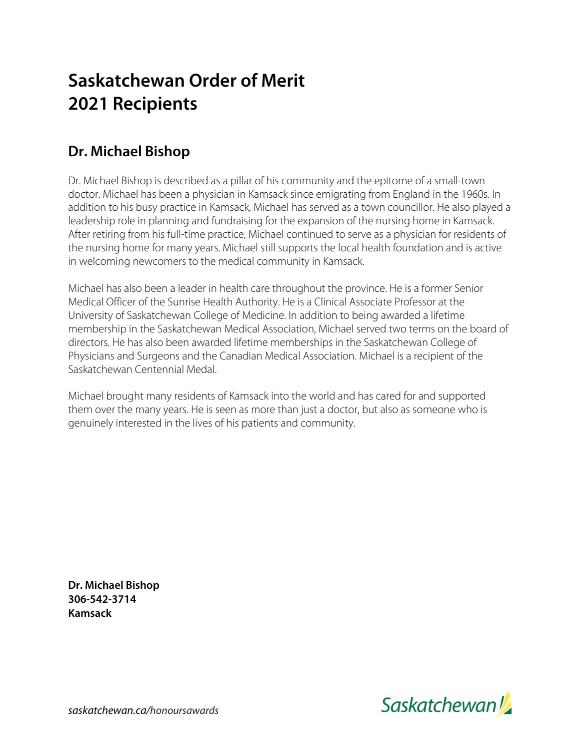# Saskatchewan Order of Merit 2021 Recipients

## Dr. Michael Bishop

Dr. Michael Bishop is described as a pillar of his community and the epitome of a small-town doctor. Michael has been a physician in Kamsack since emigrating from England in the 1960s. In addition to his busy practice in Kamsack, Michael has served as a town councillor. He also played a leadership role in planning and fundraising for the expansion of the nursing home in Kamsack. After retiring from his full-time practice, Michael continued to serve as a physician for residents of the nursing home for many years. Michael still supports the local health foundation and is active in welcoming newcomers to the medical community in Kamsack.

Michael has also been a leader in health care throughout the province. He is a former Senior Medical Officer of the Sunrise Health Authority. He is a Clinical Associate Professor at the University of Saskatchewan College of Medicine. In addition to being awarded a lifetime membership in the Saskatchewan Medical Association, Michael served two terms on the board of directors. He has also been awarded lifetime memberships in the Saskatchewan College of Physicians and Surgeons and the Canadian Medical Association. Michael is a recipient of the Saskatchewan Centennial Medal.

Michael brought many residents of Kamsack into the world and has cared for and supported them over the many years. He is seen as more than just a doctor, but also as someone who is genuinely interested in the lives of his patients and community.

**Dr. Michael Bishop**
**306-542-3714**
**Kamsack**

*saskatchewan.ca/honoursawards*

Saskatchewan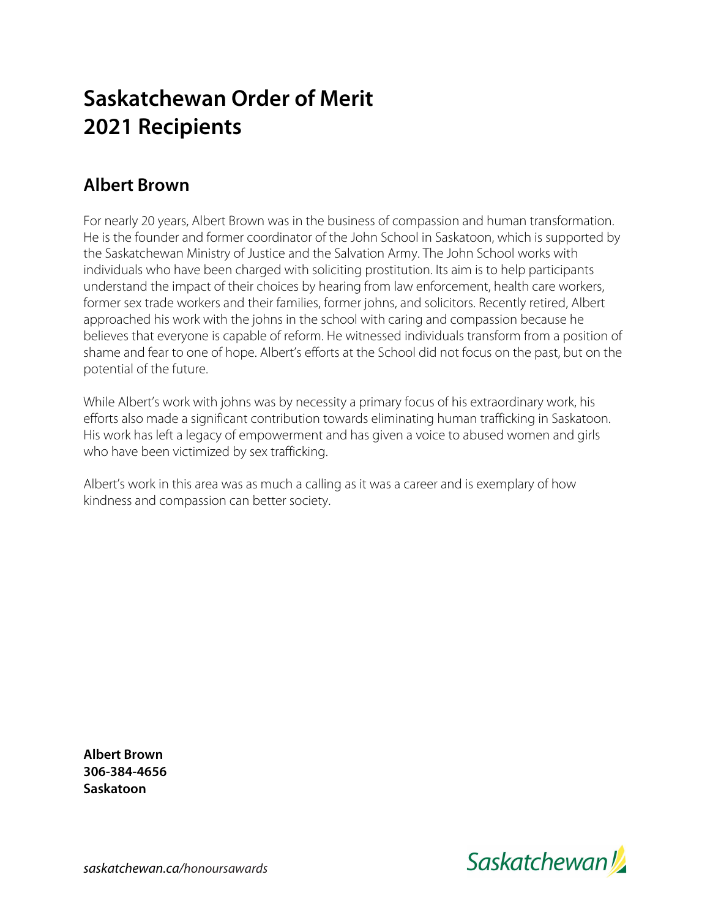# Saskatchewan Order of Merit 2021 Recipients

## Albert Brown

For nearly 20 years, Albert Brown was in the business of compassion and human transformation. He is the founder and former coordinator of the John School in Saskatoon, which is supported by the Saskatchewan Ministry of Justice and the Salvation Army. The John School works with individuals who have been charged with soliciting prostitution. Its aim is to help participants understand the impact of their choices by hearing from law enforcement, health care workers, former sex trade workers and their families, former johns, and solicitors. Recently retired, Albert approached his work with the johns in the school with caring and compassion because he believes that everyone is capable of reform. He witnessed individuals transform from a position of shame and fear to one of hope. Albert's efforts at the School did not focus on the past, but on the potential of the future.

While Albert's work with johns was by necessity a primary focus of his extraordinary work, his efforts also made a significant contribution towards eliminating human trafficking in Saskatoon. His work has left a legacy of empowerment and has given a voice to abused women and girls who have been victimized by sex trafficking.

Albert's work in this area was as much a calling as it was a career and is exemplary of how kindness and compassion can better society.

**Albert Brown**
**306-384-4656**
**Saskatoon**

*saskatchewan.ca/honoursawards*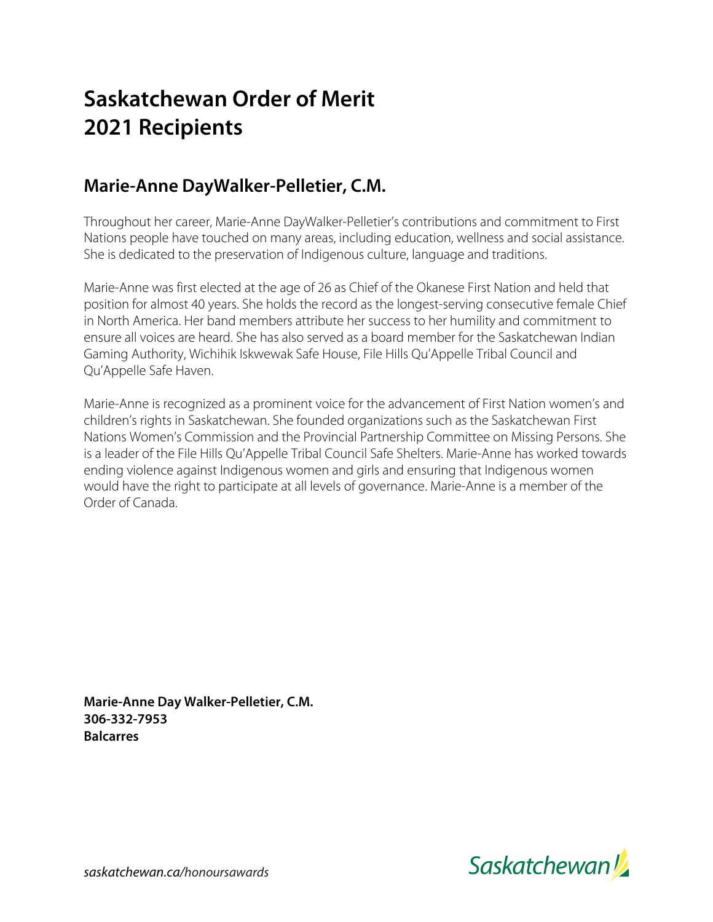# Saskatchewan Order of Merit 2021 Recipients

## Marie-Anne DayWalker-Pelletier, C.M.

Throughout her career, Marie-Anne DayWalker-Pelletier's contributions and commitment to First Nations people have touched on many areas, including education, wellness and social assistance. She is dedicated to the preservation of Indigenous culture, language and traditions.

Marie-Anne was first elected at the age of 26 as Chief of the Okanese First Nation and held that position for almost 40 years. She holds the record as the longest-serving consecutive female Chief in North America. Her band members attribute her success to her humility and commitment to ensure all voices are heard. She has also served as a board member for the Saskatchewan Indian Gaming Authority, Wichihik Iskwewak Safe House, File Hills Qu'Appelle Tribal Council and Qu'Appelle Safe Haven.

Marie-Anne is recognized as a prominent voice for the advancement of First Nation women's and children's rights in Saskatchewan. She founded organizations such as the Saskatchewan First Nations Women's Commission and the Provincial Partnership Committee on Missing Persons. She is a leader of the File Hills Qu'Appelle Tribal Council Safe Shelters. Marie-Anne has worked towards ending violence against Indigenous women and girls and ensuring that Indigenous women would have the right to participate at all levels of governance. Marie-Anne is a member of the Order of Canada.

**Marie-Anne Day Walker-Pelletier, C.M.**
**306-332-7953**
**Balcarres**

*saskatchewan.ca/honoursawards*

Saskatchewan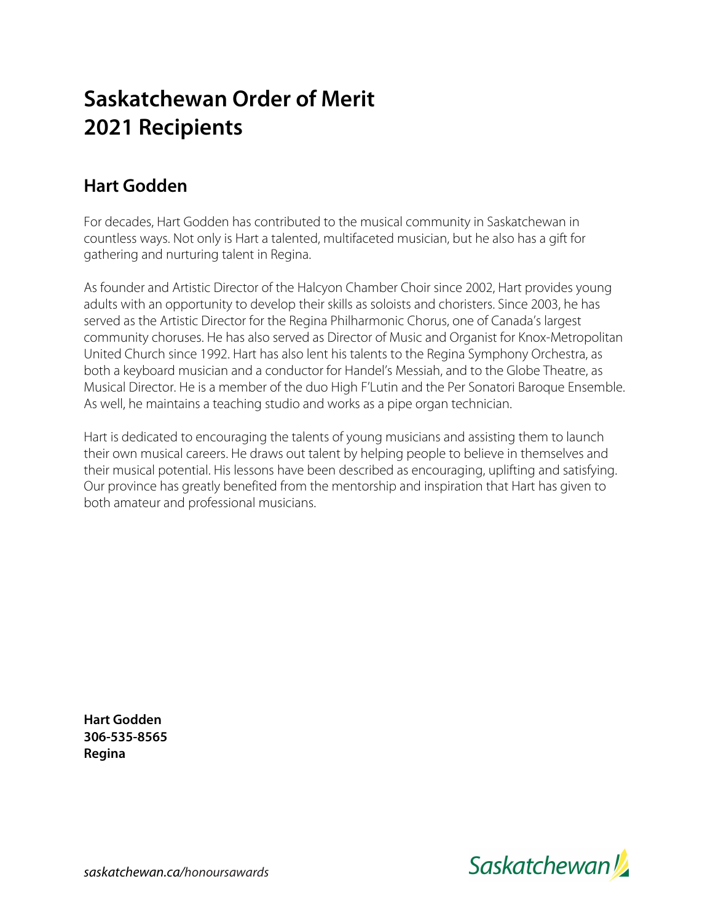# Saskatchewan Order of Merit
# 2021 Recipients

## Hart Godden

For decades, Hart Godden has contributed to the musical community in Saskatchewan in countless ways. Not only is Hart a talented, multifaceted musician, but he also has a gift for gathering and nurturing talent in Regina.

As founder and Artistic Director of the Halcyon Chamber Choir since 2002, Hart provides young adults with an opportunity to develop their skills as soloists and choristers. Since 2003, he has served as the Artistic Director for the Regina Philharmonic Chorus, one of Canada's largest community choruses. He has also served as Director of Music and Organist for Knox-Metropolitan United Church since 1992. Hart has also lent his talents to the Regina Symphony Orchestra, as both a keyboard musician and a conductor for Handel's Messiah, and to the Globe Theatre, as Musical Director. He is a member of the duo High F'Lutin and the Per Sonatori Baroque Ensemble. As well, he maintains a teaching studio and works as a pipe organ technician.

Hart is dedicated to encouraging the talents of young musicians and assisting them to launch their own musical careers. He draws out talent by helping people to believe in themselves and their musical potential. His lessons have been described as encouraging, uplifting and satisfying. Our province has greatly benefited from the mentorship and inspiration that Hart has given to both amateur and professional musicians.

**Hart Godden**
**306-535-8565**
**Regina**

*saskatchewan.ca/honoursawards*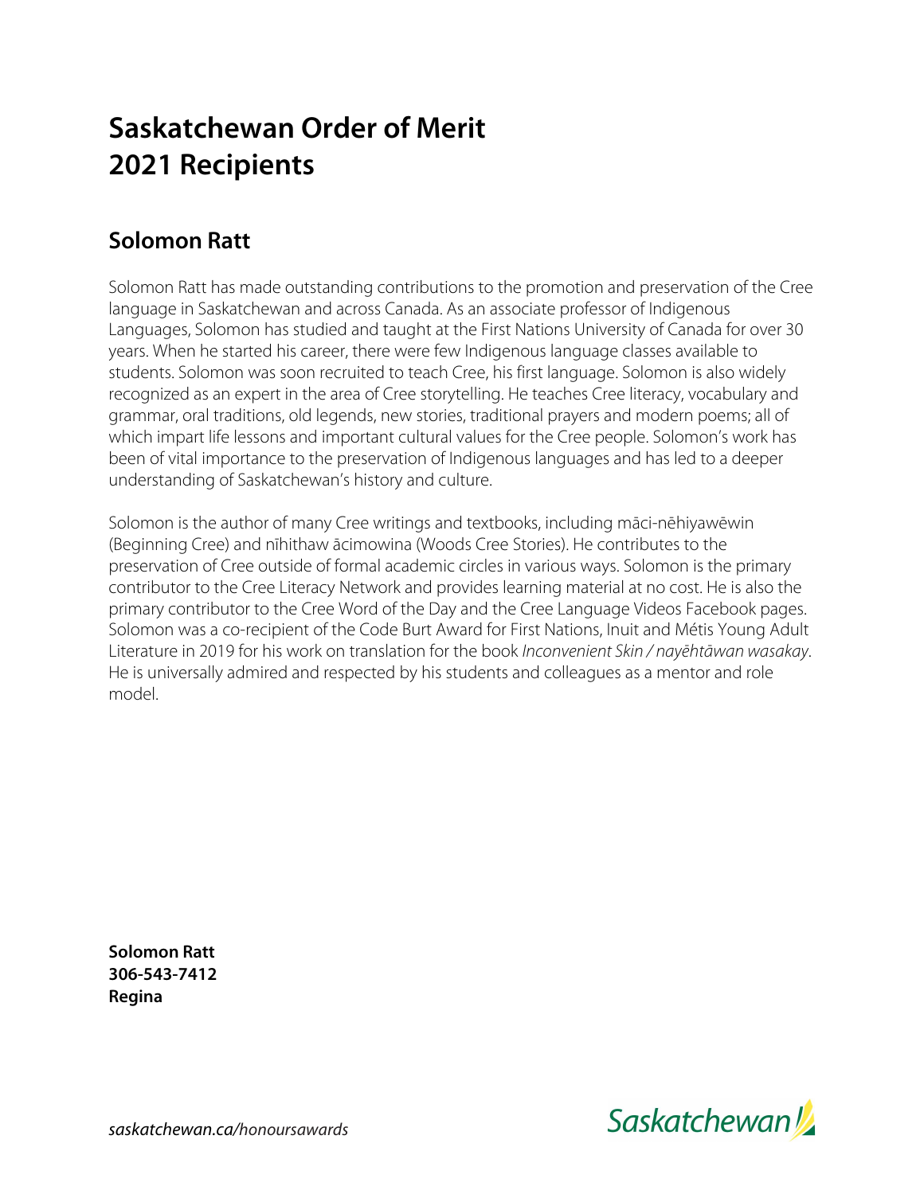# Saskatchewan Order of Merit
# 2021 Recipients

## Solomon Ratt

Solomon Ratt has made outstanding contributions to the promotion and preservation of the Cree language in Saskatchewan and across Canada. As an associate professor of Indigenous Languages, Solomon has studied and taught at the First Nations University of Canada for over 30 years. When he started his career, there were few Indigenous language classes available to students. Solomon was soon recruited to teach Cree, his first language. Solomon is also widely recognized as an expert in the area of Cree storytelling. He teaches Cree literacy, vocabulary and grammar, oral traditions, old legends, new stories, traditional prayers and modern poems; all of which impart life lessons and important cultural values for the Cree people. Solomon's work has been of vital importance to the preservation of Indigenous languages and has led to a deeper understanding of Saskatchewan's history and culture.

Solomon is the author of many Cree writings and textbooks, including māci-nēhiyawēwin (Beginning Cree) and nīhithaw ācimowina (Woods Cree Stories). He contributes to the preservation of Cree outside of formal academic circles in various ways. Solomon is the primary contributor to the Cree Literacy Network and provides learning material at no cost. He is also the primary contributor to the Cree Word of the Day and the Cree Language Videos Facebook pages. Solomon was a co-recipient of the Code Burt Award for First Nations, Inuit and Métis Young Adult Literature in 2019 for his work on translation for the book *Inconvenient Skin / nayēhtāwan wasakay*. He is universally admired and respected by his students and colleagues as a mentor and role model.

**Solomon Ratt**
**306-543-7412**
**Regina**